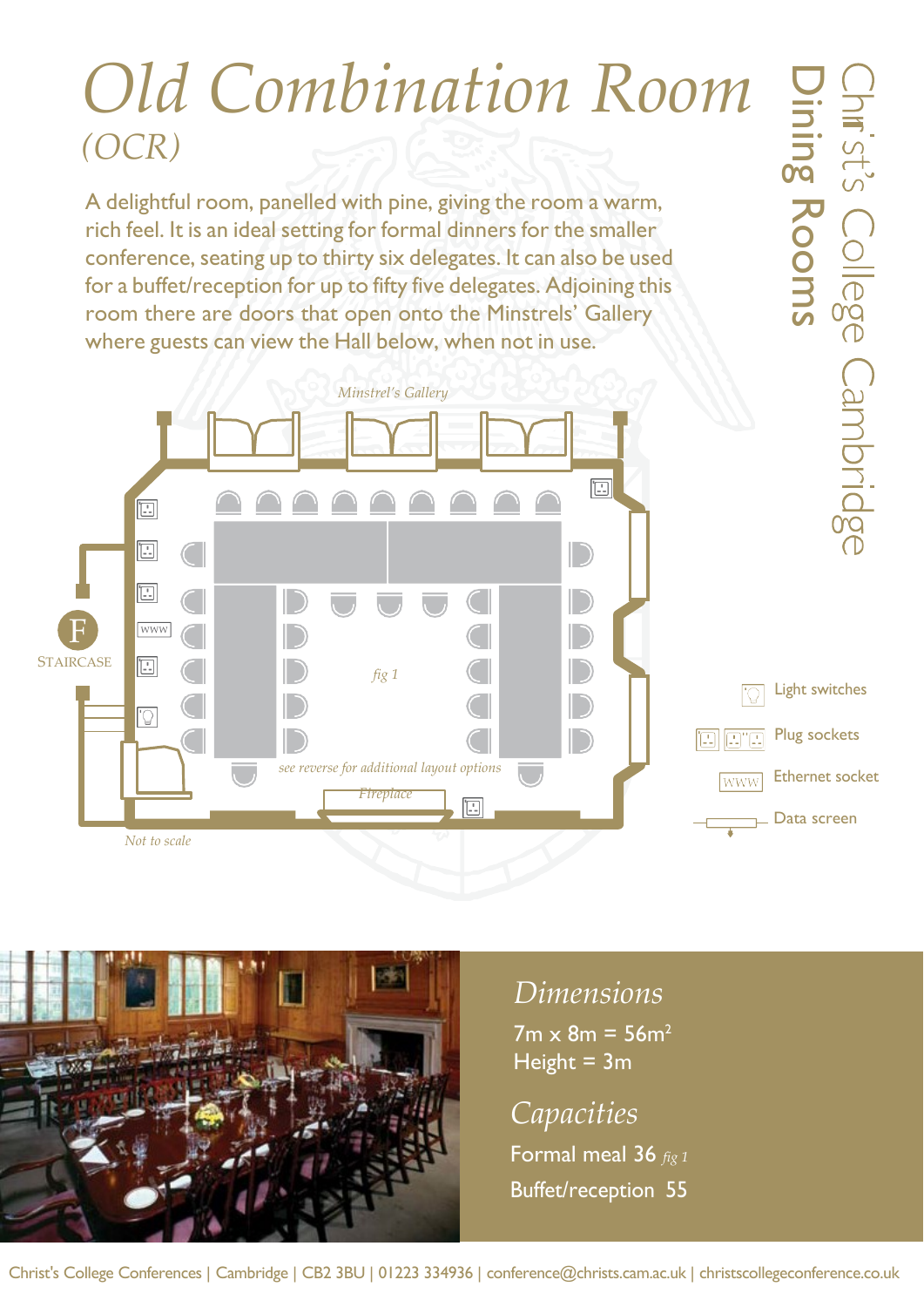# Old Combination Room

*(OCR)*

Christ's College Cambridge
**Dining Rooms**

A delightful room, panelled with pine, giving the room a warm, rich feel. It is an ideal setting for formal dinners for the smaller conference, seating up to thirty six delegates. It can also be used for a buffet/reception for up to fifty five delegates. Adjoining this room there are doors that open onto the Minstrels' Gallery where guests can view the Hall below, when not in use.

*Minstrel's Gallery*

F STAIRCASE

*fig 1*

*see reverse for additional layout options*

*Fireplace*

*Not to scale*

- Light switches
- Plug sockets
- Ethernet socket
- Data screen

## *Dimensions*

7m x 8m = 56m$^2$
Height = 3m

## *Capacities*

Formal meal 36 *fig 1*

Buffet/reception 55

Christ's College Conferences | Cambridge | CB2 3BU | 01223 334936 | conference@christs.cam.ac.uk | christscollegeconference.co.uk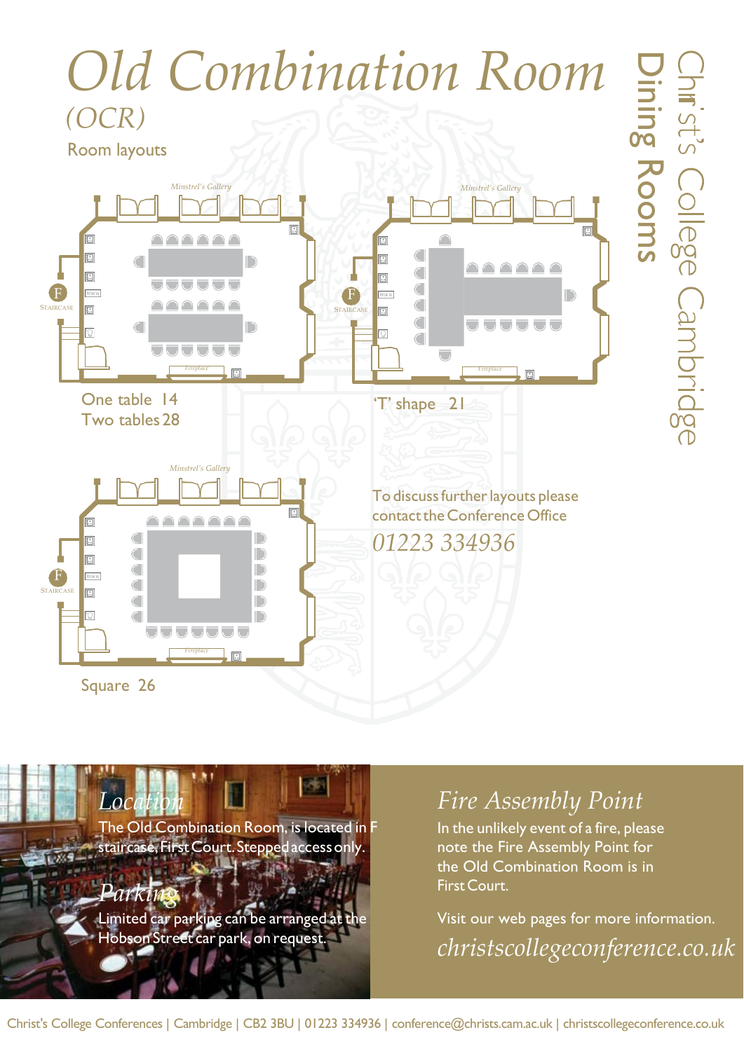# *Old Combination Room*

*(OCR)*

Room layouts

Christ's College Cambridge

Dining Rooms

Minstrel's Gallery

STAIRCASE

Fireplace

One table 14
Two tables 28

Minstrel's Gallery

STAIRCASE

Fireplace

'T' shape 21

Minstrel's Gallery

STAIRCASE

Fireplace

Square 26

To discuss further layouts please contact the Conference Office

*01223 334936*

## *Location*

The Old Combination Room, is located in F staircase, First Court. Stepped access only.

## *Parking*

Limited car parking can be arranged at the Hobson Street car park, on request.

## *Fire Assembly Point*

In the unlikely event of a fire, please note the Fire Assembly Point for the Old Combination Room is in First Court.

Visit our web pages for more information.

*christscollegeconference.co.uk*

Christ's College Conferences | Cambridge | CB2 3BU | 01223 334936 | conference@christs.cam.ac.uk | christscollegeconference.co.uk